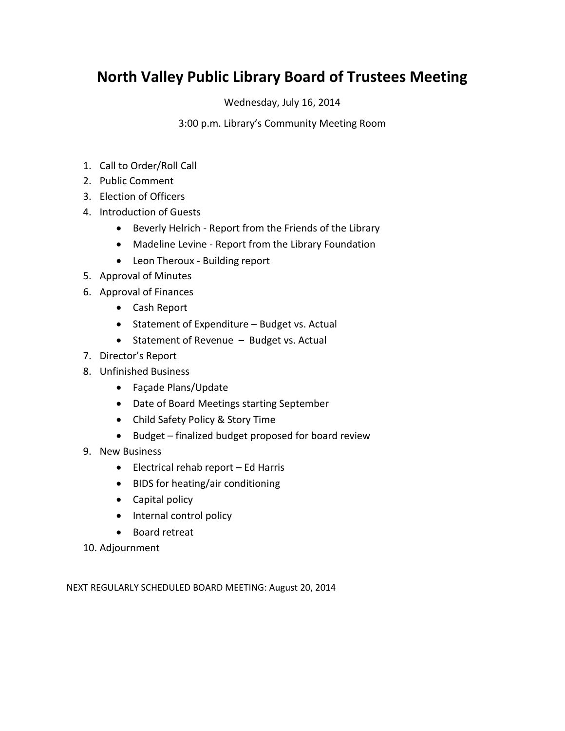# North Valley Public Library Board of Trustees Meeting

Wednesday, July 16, 2014

3:00 p.m. Library's Community Meeting Room

1. Call to Order/Roll Call
2. Public Comment
3. Election of Officers
4. Introduction of Guests
   - Beverly Helrich - Report from the Friends of the Library
   - Madeline Levine - Report from the Library Foundation
   - Leon Theroux - Building report
5. Approval of Minutes
6. Approval of Finances
   - Cash Report
   - Statement of Expenditure – Budget vs. Actual
   - Statement of Revenue – Budget vs. Actual
7. Director's Report
8. Unfinished Business
   - Façade Plans/Update
   - Date of Board Meetings starting September
   - Child Safety Policy & Story Time
   - Budget – finalized budget proposed for board review
9. New Business
   - Electrical rehab report – Ed Harris
   - BIDS for heating/air conditioning
   - Capital policy
   - Internal control policy
   - Board retreat
10. Adjournment

NEXT REGULARLY SCHEDULED BOARD MEETING: August 20, 2014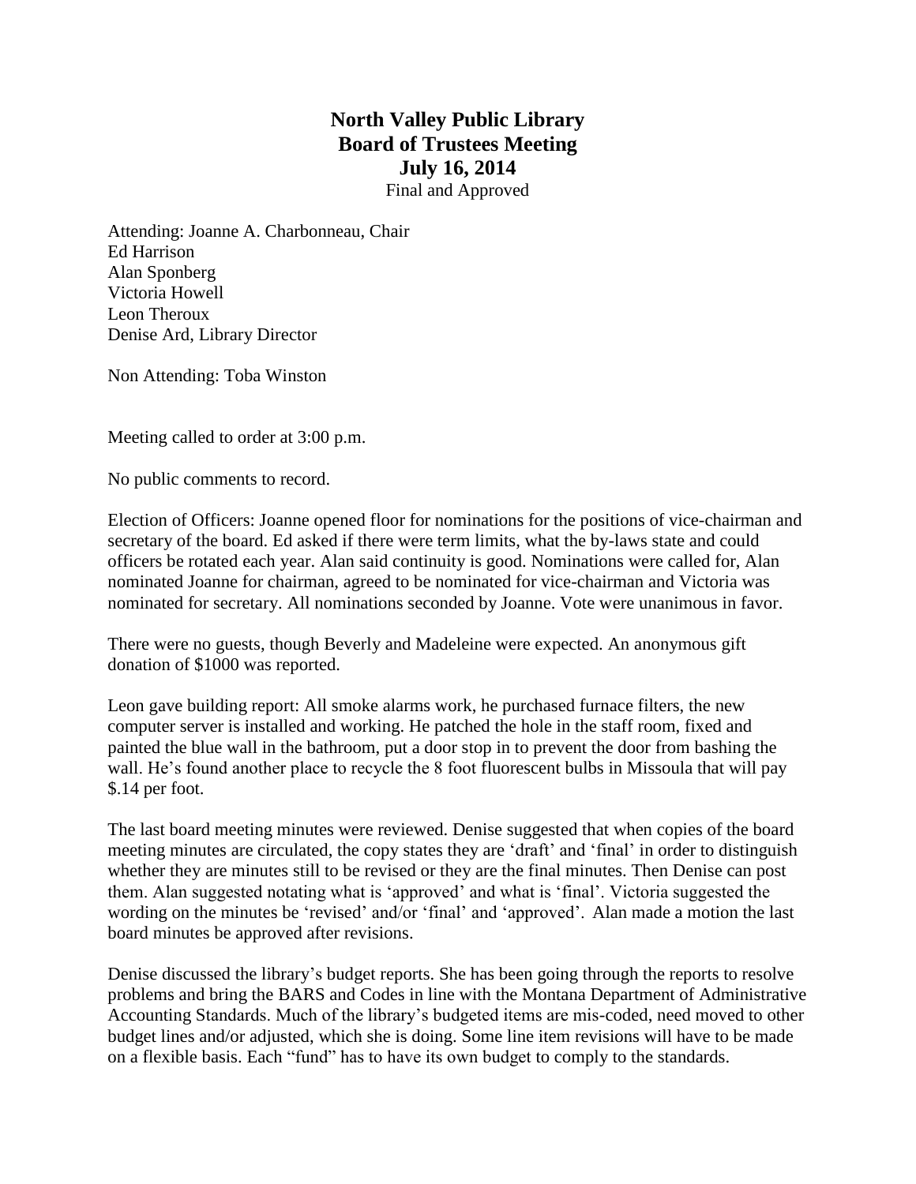# North Valley Public Library
## Board of Trustees Meeting
## July 16, 2014

Final and Approved

Attending: Joanne A. Charbonneau, Chair
Ed Harrison
Alan Sponberg
Victoria Howell
Leon Theroux
Denise Ard, Library Director

Non Attending: Toba Winston

Meeting called to order at 3:00 p.m.

No public comments to record.

Election of Officers: Joanne opened floor for nominations for the positions of vice-chairman and secretary of the board. Ed asked if there were term limits, what the by-laws state and could officers be rotated each year. Alan said continuity is good. Nominations were called for, Alan nominated Joanne for chairman, agreed to be nominated for vice-chairman and Victoria was nominated for secretary. All nominations seconded by Joanne. Vote were unanimous in favor.

There were no guests, though Beverly and Madeleine were expected. An anonymous gift donation of $1000 was reported.

Leon gave building report: All smoke alarms work, he purchased furnace filters, the new computer server is installed and working. He patched the hole in the staff room, fixed and painted the blue wall in the bathroom, put a door stop in to prevent the door from bashing the wall. He's found another place to recycle the 8 foot fluorescent bulbs in Missoula that will pay $.14 per foot.

The last board meeting minutes were reviewed. Denise suggested that when copies of the board meeting minutes are circulated, the copy states they are 'draft' and 'final' in order to distinguish whether they are minutes still to be revised or they are the final minutes. Then Denise can post them. Alan suggested notating what is 'approved' and what is 'final'. Victoria suggested the wording on the minutes be 'revised' and/or 'final' and 'approved'. Alan made a motion the last board minutes be approved after revisions.

Denise discussed the library's budget reports. She has been going through the reports to resolve problems and bring the BARS and Codes in line with the Montana Department of Administrative Accounting Standards. Much of the library's budgeted items are mis-coded, need moved to other budget lines and/or adjusted, which she is doing. Some line item revisions will have to be made on a flexible basis. Each "fund" has to have its own budget to comply to the standards.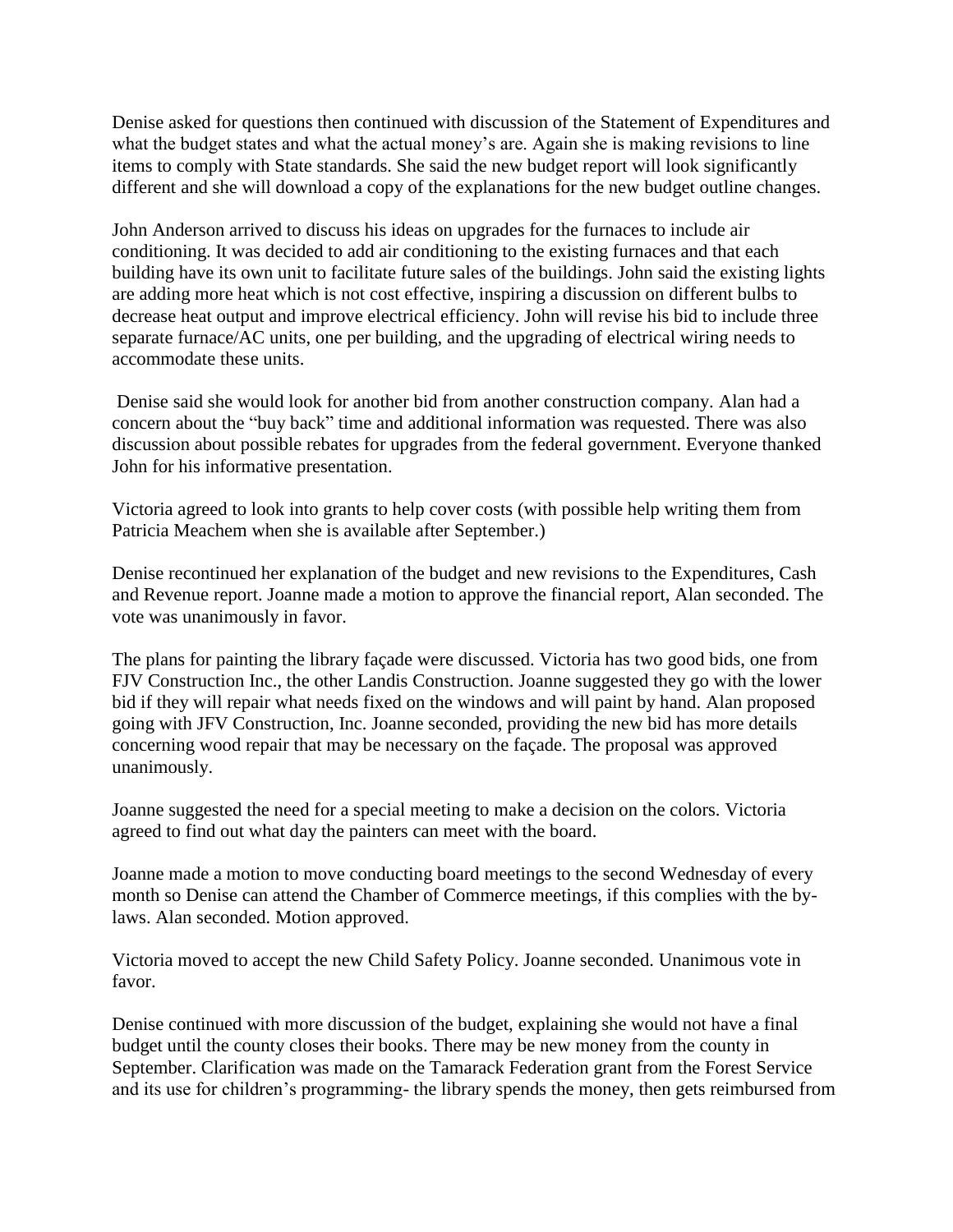Denise asked for questions then continued with discussion of the Statement of Expenditures and what the budget states and what the actual money's are. Again she is making revisions to line items to comply with State standards. She said the new budget report will look significantly different and she will download a copy of the explanations for the new budget outline changes.

John Anderson arrived to discuss his ideas on upgrades for the furnaces to include air conditioning. It was decided to add air conditioning to the existing furnaces and that each building have its own unit to facilitate future sales of the buildings. John said the existing lights are adding more heat which is not cost effective, inspiring a discussion on different bulbs to decrease heat output and improve electrical efficiency. John will revise his bid to include three separate furnace/AC units, one per building, and the upgrading of electrical wiring needs to accommodate these units.

Denise said she would look for another bid from another construction company. Alan had a concern about the "buy back" time and additional information was requested. There was also discussion about possible rebates for upgrades from the federal government. Everyone thanked John for his informative presentation.

Victoria agreed to look into grants to help cover costs (with possible help writing them from Patricia Meachem when she is available after September.)

Denise recontinued her explanation of the budget and new revisions to the Expenditures, Cash and Revenue report. Joanne made a motion to approve the financial report, Alan seconded. The vote was unanimously in favor.

The plans for painting the library façade were discussed. Victoria has two good bids, one from FJV Construction Inc., the other Landis Construction. Joanne suggested they go with the lower bid if they will repair what needs fixed on the windows and will paint by hand. Alan proposed going with JFV Construction, Inc. Joanne seconded, providing the new bid has more details concerning wood repair that may be necessary on the façade. The proposal was approved unanimously.

Joanne suggested the need for a special meeting to make a decision on the colors. Victoria agreed to find out what day the painters can meet with the board.

Joanne made a motion to move conducting board meetings to the second Wednesday of every month so Denise can attend the Chamber of Commerce meetings, if this complies with the by-laws. Alan seconded. Motion approved.

Victoria moved to accept the new Child Safety Policy. Joanne seconded. Unanimous vote in favor.

Denise continued with more discussion of the budget, explaining she would not have a final budget until the county closes their books. There may be new money from the county in September. Clarification was made on the Tamarack Federation grant from the Forest Service and its use for children's programming- the library spends the money, then gets reimbursed from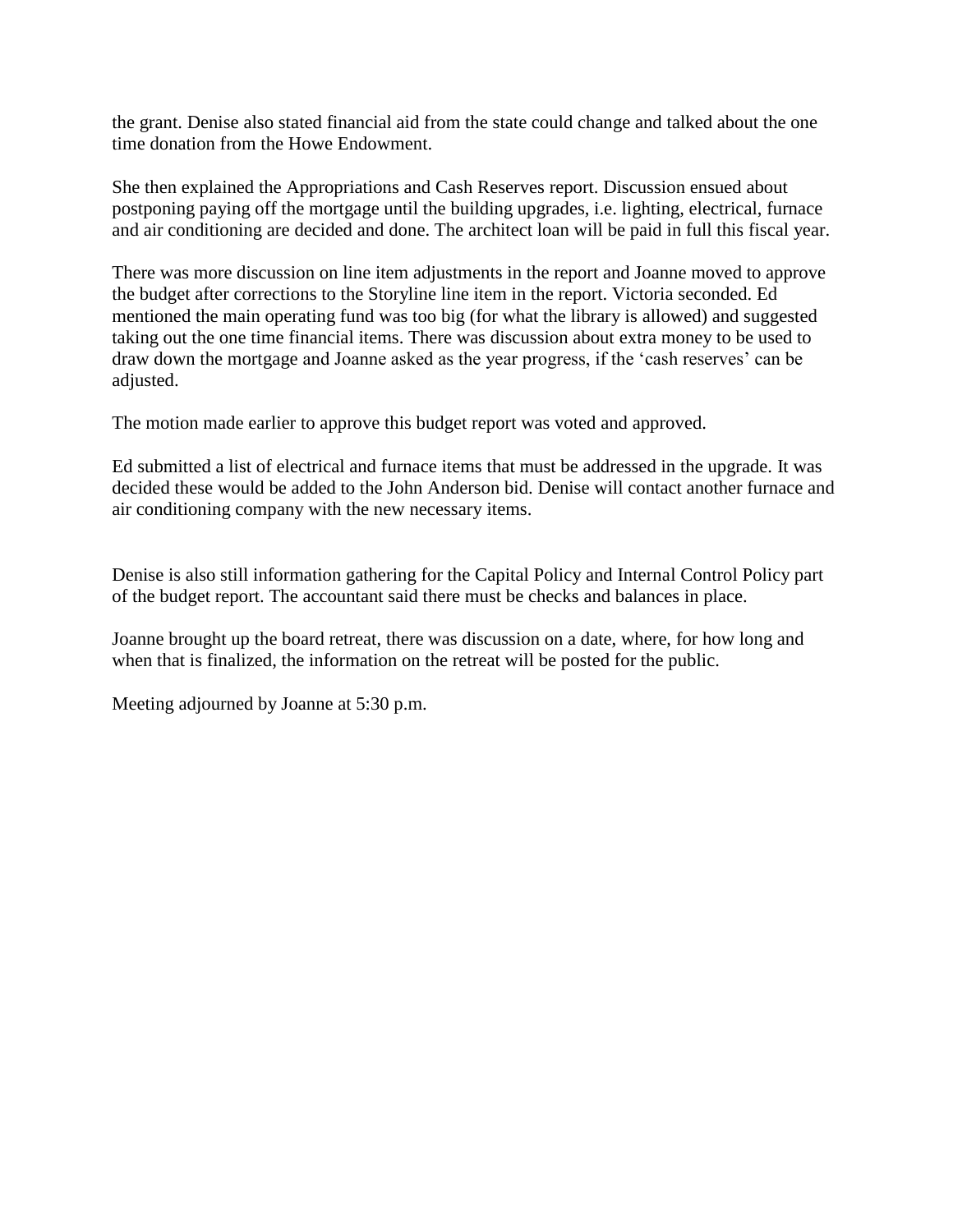the grant. Denise also stated financial aid from the state could change and talked about the one time donation from the Howe Endowment.

She then explained the Appropriations and Cash Reserves report. Discussion ensued about postponing paying off the mortgage until the building upgrades, i.e. lighting, electrical, furnace and air conditioning are decided and done. The architect loan will be paid in full this fiscal year.

There was more discussion on line item adjustments in the report and Joanne moved to approve the budget after corrections to the Storyline line item in the report. Victoria seconded. Ed mentioned the main operating fund was too big (for what the library is allowed) and suggested taking out the one time financial items. There was discussion about extra money to be used to draw down the mortgage and Joanne asked as the year progress, if the 'cash reserves' can be adjusted.

The motion made earlier to approve this budget report was voted and approved.

Ed submitted a list of electrical and furnace items that must be addressed in the upgrade. It was decided these would be added to the John Anderson bid. Denise will contact another furnace and air conditioning company with the new necessary items.

Denise is also still information gathering for the Capital Policy and Internal Control Policy part of the budget report. The accountant said there must be checks and balances in place.

Joanne brought up the board retreat, there was discussion on a date, where, for how long and when that is finalized, the information on the retreat will be posted for the public.

Meeting adjourned by Joanne at 5:30 p.m.